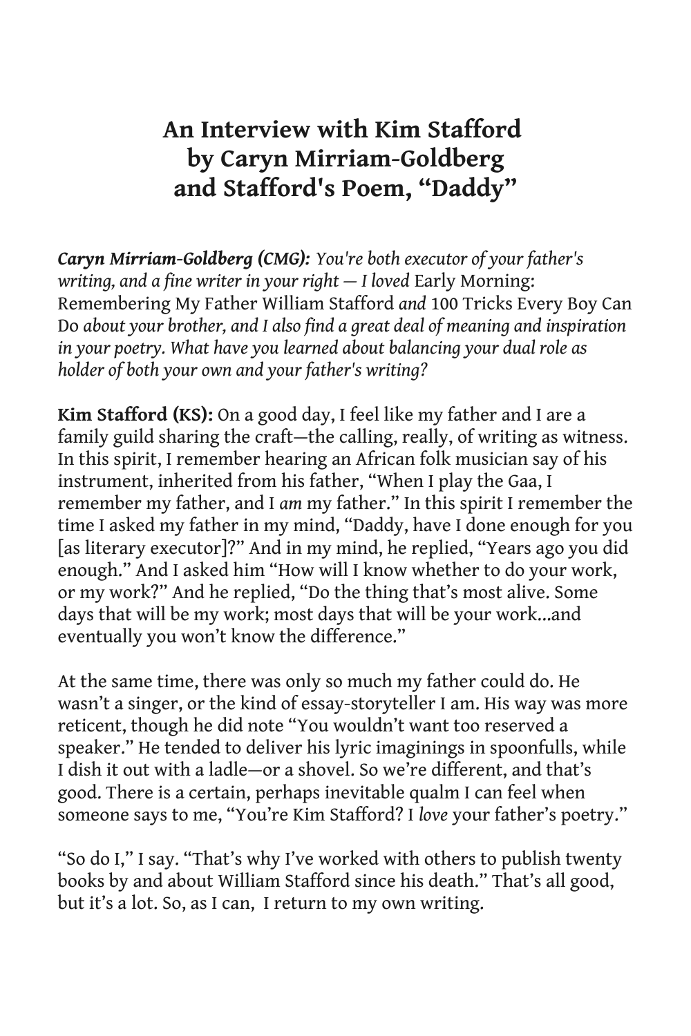# An Interview with Kim Stafford by Caryn Mirriam-Goldberg and Stafford's Poem, "Daddy"

***Caryn Mirriam-Goldberg (CMG):*** *You're both executor of your father's writing, and a fine writer in your right — I loved* Early Morning: Remembering My Father William Stafford *and* 100 Tricks Every Boy Can Do *about your brother, and I also find a great deal of meaning and inspiration in your poetry. What have you learned about balancing your dual role as holder of both your own and your father's writing?*

**Kim Stafford (KS):** On a good day, I feel like my father and I are a family guild sharing the craft—the calling, really, of writing as witness. In this spirit, I remember hearing an African folk musician say of his instrument, inherited from his father, "When I play the Gaa, I remember my father, and I *am* my father." In this spirit I remember the time I asked my father in my mind, "Daddy, have I done enough for you [as literary executor]?" And in my mind, he replied, "Years ago you did enough." And I asked him "How will I know whether to do your work, or my work?" And he replied, "Do the thing that's most alive. Some days that will be my work; most days that will be your work...and eventually you won't know the difference."

At the same time, there was only so much my father could do. He wasn't a singer, or the kind of essay-storyteller I am. His way was more reticent, though he did note "You wouldn't want too reserved a speaker." He tended to deliver his lyric imaginings in spoonfulls, while I dish it out with a ladle—or a shovel. So we're different, and that's good. There is a certain, perhaps inevitable qualm I can feel when someone says to me, "You're Kim Stafford? I *love* your father's poetry."

"So do I," I say. "That's why I've worked with others to publish twenty books by and about William Stafford since his death." That's all good, but it's a lot. So, as I can, I return to my own writing.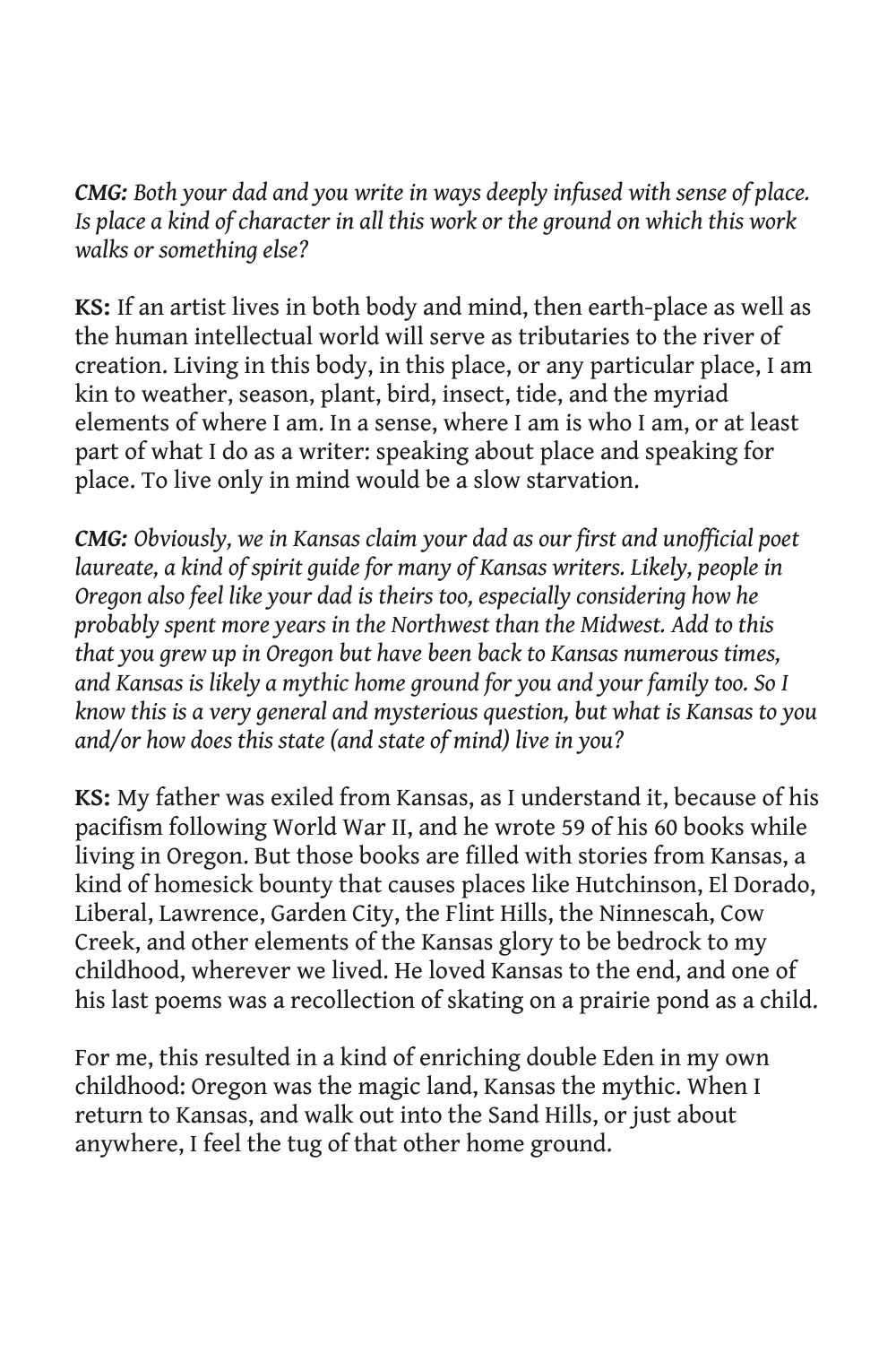***CMG:*** *Both your dad and you write in ways deeply infused with sense of place. Is place a kind of character in all this work or the ground on which this work walks or something else?*

**KS:** If an artist lives in both body and mind, then earth-place as well as the human intellectual world will serve as tributaries to the river of creation. Living in this body, in this place, or any particular place, I am kin to weather, season, plant, bird, insect, tide, and the myriad elements of where I am. In a sense, where I am is who I am, or at least part of what I do as a writer: speaking about place and speaking for place. To live only in mind would be a slow starvation.

***CMG:*** *Obviously, we in Kansas claim your dad as our first and unofficial poet laureate, a kind of spirit guide for many of Kansas writers. Likely, people in Oregon also feel like your dad is theirs too, especially considering how he probably spent more years in the Northwest than the Midwest. Add to this that you grew up in Oregon but have been back to Kansas numerous times, and Kansas is likely a mythic home ground for you and your family too. So I know this is a very general and mysterious question, but what is Kansas to you and/or how does this state (and state of mind) live in you?*

**KS:** My father was exiled from Kansas, as I understand it, because of his pacifism following World War II, and he wrote 59 of his 60 books while living in Oregon. But those books are filled with stories from Kansas, a kind of homesick bounty that causes places like Hutchinson, El Dorado, Liberal, Lawrence, Garden City, the Flint Hills, the Ninnescah, Cow Creek, and other elements of the Kansas glory to be bedrock to my childhood, wherever we lived. He loved Kansas to the end, and one of his last poems was a recollection of skating on a prairie pond as a child.

For me, this resulted in a kind of enriching double Eden in my own childhood: Oregon was the magic land, Kansas the mythic. When I return to Kansas, and walk out into the Sand Hills, or just about anywhere, I feel the tug of that other home ground.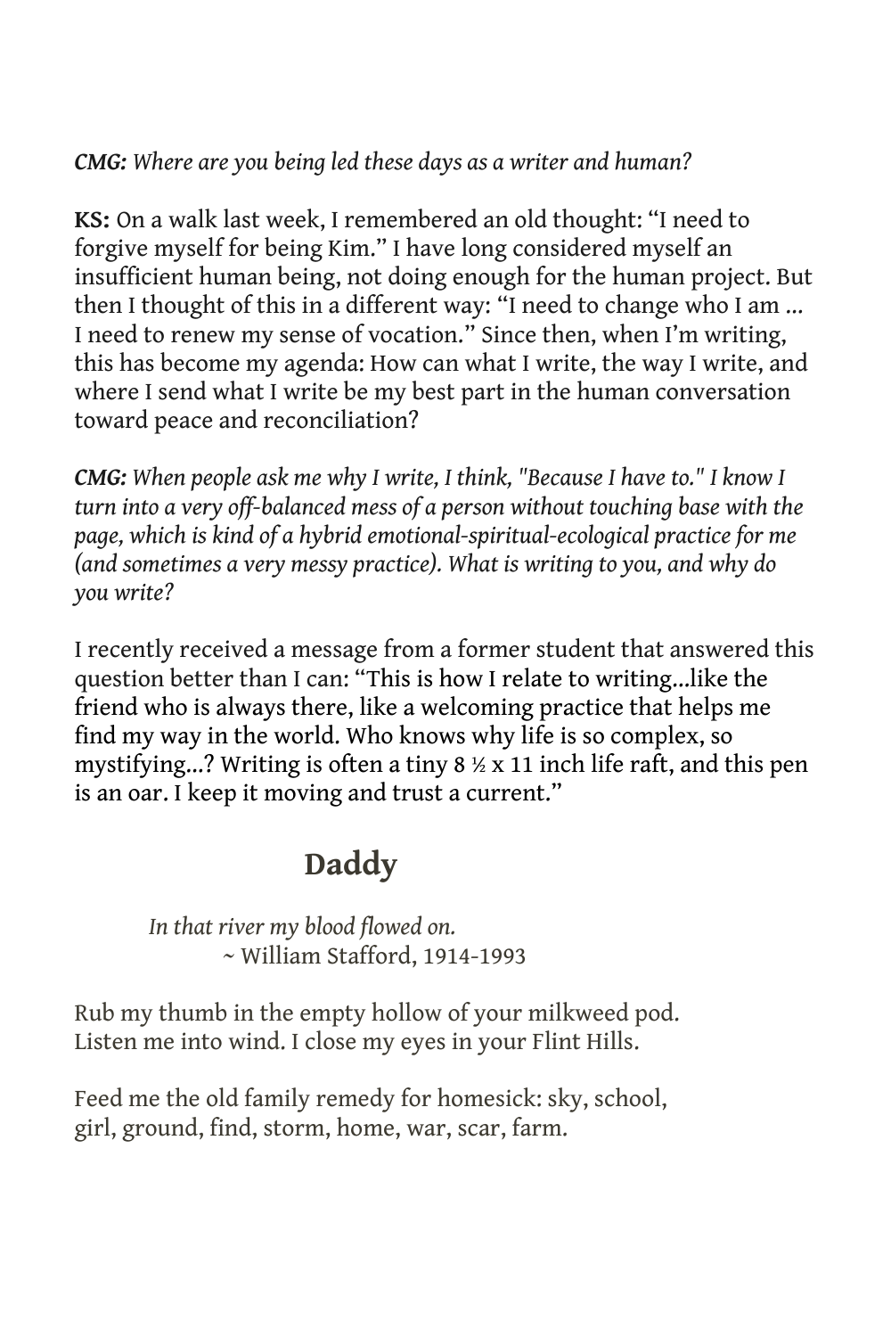***CMG:*** *Where are you being led these days as a writer and human?*

**KS:** On a walk last week, I remembered an old thought: "I need to forgive myself for being Kim." I have long considered myself an insufficient human being, not doing enough for the human project. But then I thought of this in a different way: "I need to change who I am ... I need to renew my sense of vocation." Since then, when I'm writing, this has become my agenda: How can what I write, the way I write, and where I send what I write be my best part in the human conversation toward peace and reconciliation?

***CMG:*** *When people ask me why I write, I think, "Because I have to." I know I turn into a very off-balanced mess of a person without touching base with the page, which is kind of a hybrid emotional-spiritual-ecological practice for me (and sometimes a very messy practice). What is writing to you, and why do you write?*

I recently received a message from a former student that answered this question better than I can: "This is how I relate to writing...like the friend who is always there, like a welcoming practice that helps me find my way in the world. Who knows why life is so complex, so mystifying...? Writing is often a tiny 8 ½ x 11 inch life raft, and this pen is an oar. I keep it moving and trust a current."

## Daddy

*In that river my blood flowed on.*
~ William Stafford, 1914-1993

Rub my thumb in the empty hollow of your milkweed pod.
Listen me into wind. I close my eyes in your Flint Hills.

Feed me the old family remedy for homesick: sky, school,
girl, ground, find, storm, home, war, scar, farm.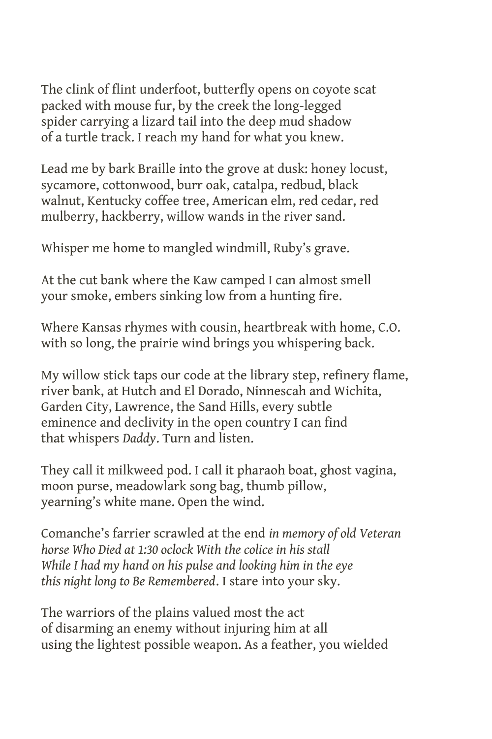The clink of flint underfoot, butterfly opens on coyote scat
packed with mouse fur, by the creek the long-legged
spider carrying a lizard tail into the deep mud shadow
of a turtle track. I reach my hand for what you knew.

Lead me by bark Braille into the grove at dusk: honey locust,
sycamore, cottonwood, burr oak, catalpa, redbud, black
walnut, Kentucky coffee tree, American elm, red cedar, red
mulberry, hackberry, willow wands in the river sand.

Whisper me home to mangled windmill, Ruby's grave.

At the cut bank where the Kaw camped I can almost smell
your smoke, embers sinking low from a hunting fire.

Where Kansas rhymes with cousin, heartbreak with home, C.O.
with so long, the prairie wind brings you whispering back.

My willow stick taps our code at the library step, refinery flame,
river bank, at Hutch and El Dorado, Ninnescah and Wichita,
Garden City, Lawrence, the Sand Hills, every subtle
eminence and declivity in the open country I can find
that whispers *Daddy*. Turn and listen.

They call it milkweed pod. I call it pharaoh boat, ghost vagina,
moon purse, meadowlark song bag, thumb pillow,
yearning's white mane. Open the wind.

Comanche's farrier scrawled at the end *in memory of old Veteran
horse Who Died at 1:30 oclock With the colice in his stall
While I had my hand on his pulse and looking him in the eye
this night long to Be Remembered*. I stare into your sky.

The warriors of the plains valued most the act
of disarming an enemy without injuring him at all
using the lightest possible weapon. As a feather, you wielded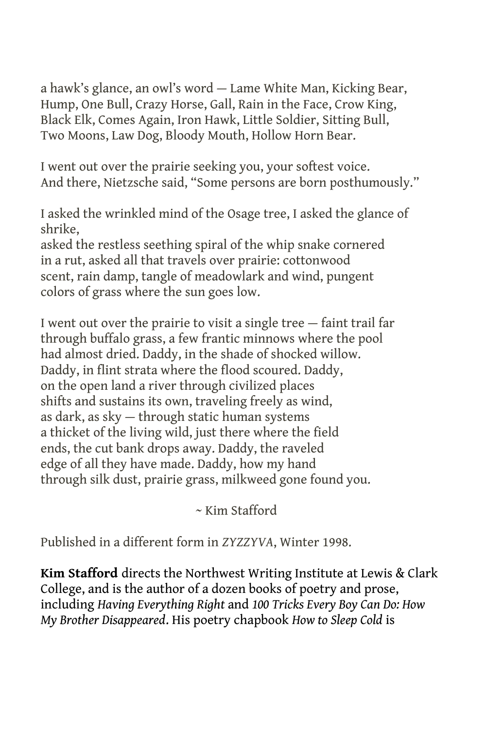a hawk's glance, an owl's word — Lame White Man, Kicking Bear,
Hump, One Bull, Crazy Horse, Gall, Rain in the Face, Crow King,
Black Elk, Comes Again, Iron Hawk, Little Soldier, Sitting Bull,
Two Moons, Law Dog, Bloody Mouth, Hollow Horn Bear.

I went out over the prairie seeking you, your softest voice.
And there, Nietzsche said, "Some persons are born posthumously."

I asked the wrinkled mind of the Osage tree, I asked the glance of shrike,
asked the restless seething spiral of the whip snake cornered
in a rut, asked all that travels over prairie: cottonwood
scent, rain damp, tangle of meadowlark and wind, pungent
colors of grass where the sun goes low.

I went out over the prairie to visit a single tree — faint trail far
through buffalo grass, a few frantic minnows where the pool
had almost dried. Daddy, in the shade of shocked willow.
Daddy, in flint strata where the flood scoured. Daddy,
on the open land a river through civilized places
shifts and sustains its own, traveling freely as wind,
as dark, as sky — through static human systems
a thicket of the living wild, just there where the field
ends, the cut bank drops away. Daddy, the raveled
edge of all they have made. Daddy, how my hand
through silk dust, prairie grass, milkweed gone found you.

~ Kim Stafford

Published in a different form in *ZYZZYVA*, Winter 1998.

**Kim Stafford** directs the Northwest Writing Institute at Lewis & Clark College, and is the author of a dozen books of poetry and prose, including *Having Everything Right* and *100 Tricks Every Boy Can Do: How My Brother Disappeared*. His poetry chapbook *How to Sleep Cold* is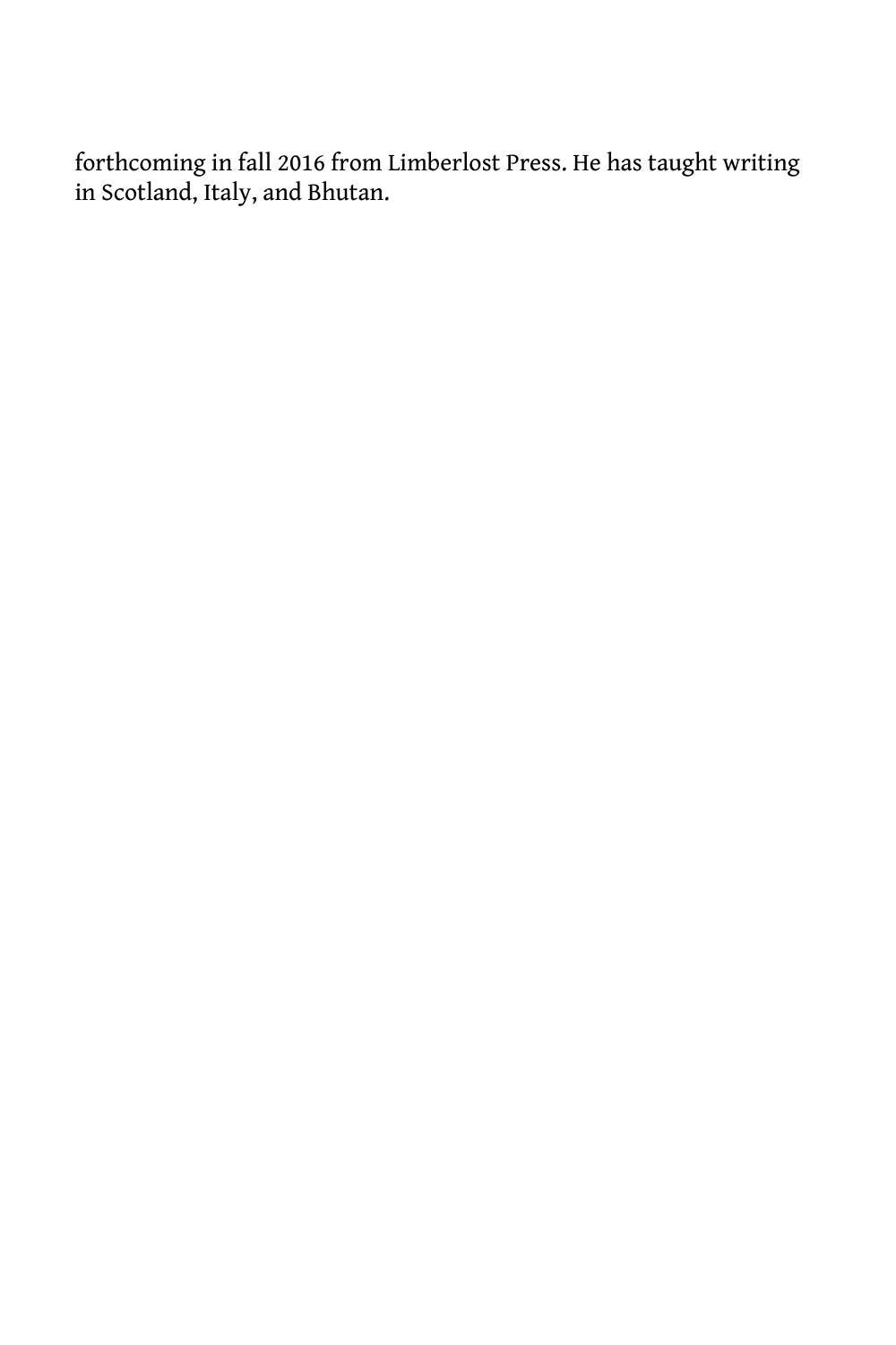forthcoming in fall 2016 from Limberlost Press. He has taught writing in Scotland, Italy, and Bhutan.